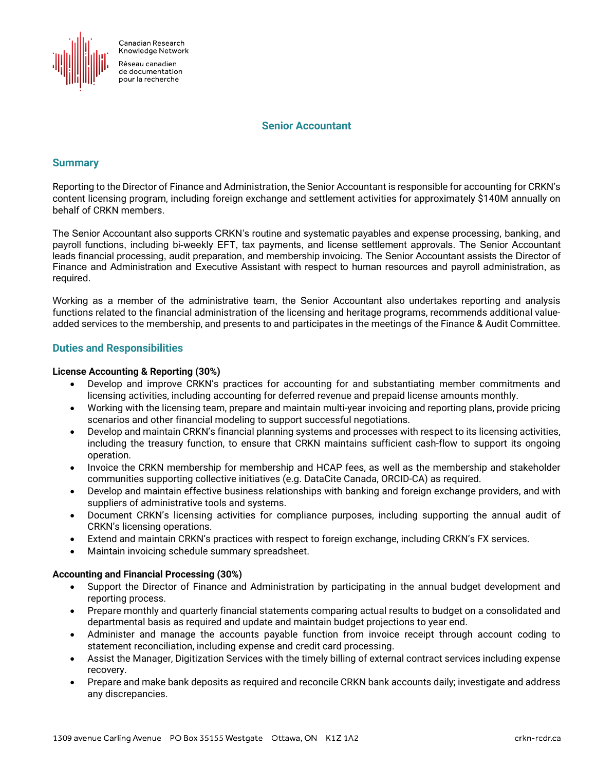Canadian Research Knowledge Network

Réseau canadien de documentation pour la recherche

# Senior Accountant

## Summary

Reporting to the Director of Finance and Administration, the Senior Accountant is responsible for accounting for CRKN's content licensing program, including foreign exchange and settlement activities for approximately $140M annually on behalf of CRKN members.

The Senior Accountant also supports CRKN's routine and systematic payables and expense processing, banking, and payroll functions, including bi-weekly EFT, tax payments, and license settlement approvals. The Senior Accountant leads financial processing, audit preparation, and membership invoicing. The Senior Accountant assists the Director of Finance and Administration and Executive Assistant with respect to human resources and payroll administration, as required.

Working as a member of the administrative team, the Senior Accountant also undertakes reporting and analysis functions related to the financial administration of the licensing and heritage programs, recommends additional value-added services to the membership, and presents to and participates in the meetings of the Finance & Audit Committee.

## Duties and Responsibilities

**License Accounting & Reporting (30%)**

- Develop and improve CRKN's practices for accounting for and substantiating member commitments and licensing activities, including accounting for deferred revenue and prepaid license amounts monthly.
- Working with the licensing team, prepare and maintain multi-year invoicing and reporting plans, provide pricing scenarios and other financial modeling to support successful negotiations.
- Develop and maintain CRKN's financial planning systems and processes with respect to its licensing activities, including the treasury function, to ensure that CRKN maintains sufficient cash-flow to support its ongoing operation.
- Invoice the CRKN membership for membership and HCAP fees, as well as the membership and stakeholder communities supporting collective initiatives (e.g. DataCite Canada, ORCID-CA) as required.
- Develop and maintain effective business relationships with banking and foreign exchange providers, and with suppliers of administrative tools and systems.
- Document CRKN's licensing activities for compliance purposes, including supporting the annual audit of CRKN's licensing operations.
- Extend and maintain CRKN's practices with respect to foreign exchange, including CRKN's FX services.
- Maintain invoicing schedule summary spreadsheet.

**Accounting and Financial Processing (30%)**

- Support the Director of Finance and Administration by participating in the annual budget development and reporting process.
- Prepare monthly and quarterly financial statements comparing actual results to budget on a consolidated and departmental basis as required and update and maintain budget projections to year end.
- Administer and manage the accounts payable function from invoice receipt through account coding to statement reconciliation, including expense and credit card processing.
- Assist the Manager, Digitization Services with the timely billing of external contract services including expense recovery.
- Prepare and make bank deposits as required and reconcile CRKN bank accounts daily; investigate and address any discrepancies.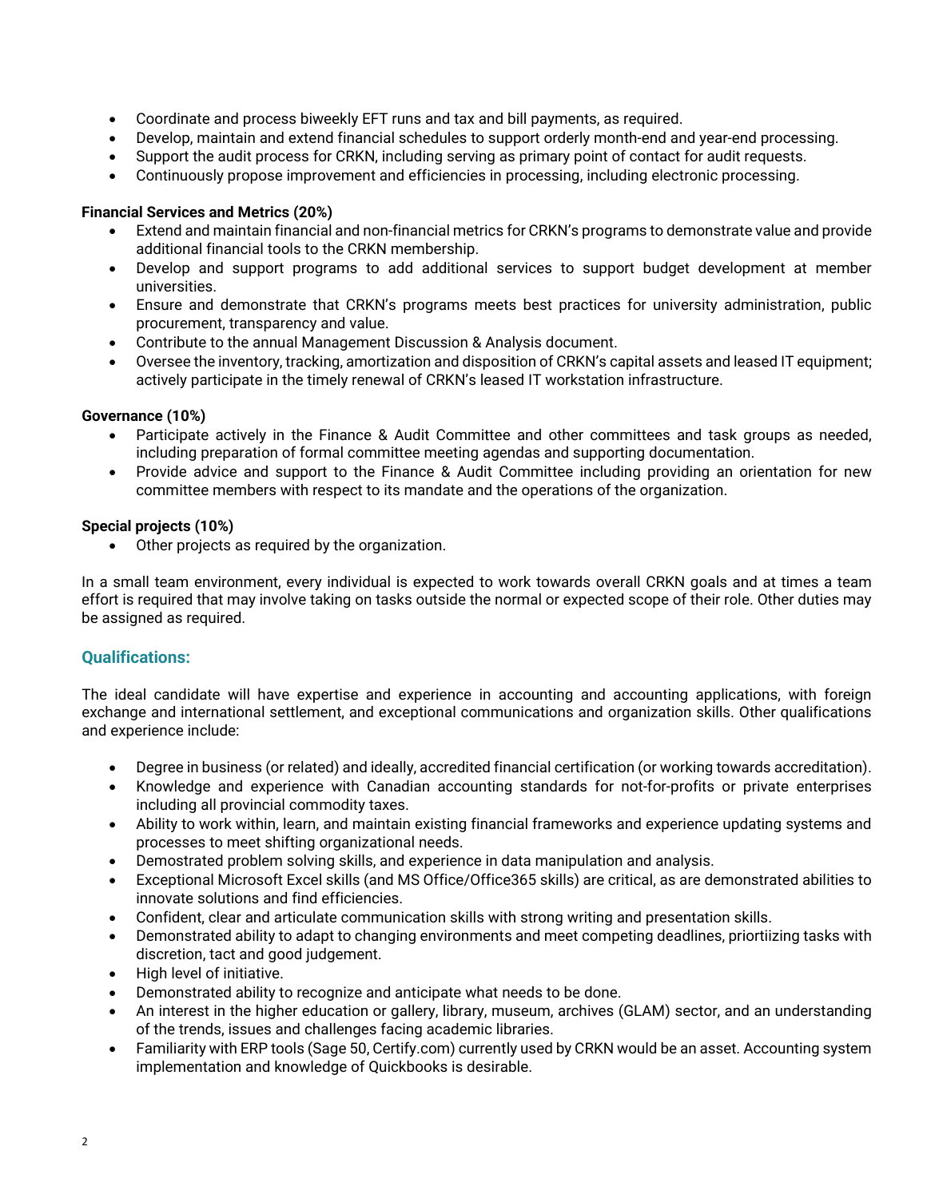- Coordinate and process biweekly EFT runs and tax and bill payments, as required.
- Develop, maintain and extend financial schedules to support orderly month-end and year-end processing.
- Support the audit process for CRKN, including serving as primary point of contact for audit requests.
- Continuously propose improvement and efficiencies in processing, including electronic processing.

**Financial Services and Metrics (20%)**

- Extend and maintain financial and non-financial metrics for CRKN's programs to demonstrate value and provide additional financial tools to the CRKN membership.
- Develop and support programs to add additional services to support budget development at member universities.
- Ensure and demonstrate that CRKN's programs meets best practices for university administration, public procurement, transparency and value.
- Contribute to the annual Management Discussion & Analysis document.
- Oversee the inventory, tracking, amortization and disposition of CRKN's capital assets and leased IT equipment; actively participate in the timely renewal of CRKN's leased IT workstation infrastructure.

**Governance (10%)**

- Participate actively in the Finance & Audit Committee and other committees and task groups as needed, including preparation of formal committee meeting agendas and supporting documentation.
- Provide advice and support to the Finance & Audit Committee including providing an orientation for new committee members with respect to its mandate and the operations of the organization.

**Special projects (10%)**

- Other projects as required by the organization.

In a small team environment, every individual is expected to work towards overall CRKN goals and at times a team effort is required that may involve taking on tasks outside the normal or expected scope of their role. Other duties may be assigned as required.

## Qualifications:

The ideal candidate will have expertise and experience in accounting and accounting applications, with foreign exchange and international settlement, and exceptional communications and organization skills. Other qualifications and experience include:

- Degree in business (or related) and ideally, accredited financial certification (or working towards accreditation).
- Knowledge and experience with Canadian accounting standards for not-for-profits or private enterprises including all provincial commodity taxes.
- Ability to work within, learn, and maintain existing financial frameworks and experience updating systems and processes to meet shifting organizational needs.
- Demostrated problem solving skills, and experience in data manipulation and analysis.
- Exceptional Microsoft Excel skills (and MS Office/Office365 skills) are critical, as are demonstrated abilities to innovate solutions and find efficiencies.
- Confident, clear and articulate communication skills with strong writing and presentation skills.
- Demonstrated ability to adapt to changing environments and meet competing deadlines, priortiizing tasks with discretion, tact and good judgement.
- High level of initiative.
- Demonstrated ability to recognize and anticipate what needs to be done.
- An interest in the higher education or gallery, library, museum, archives (GLAM) sector, and an understanding of the trends, issues and challenges facing academic libraries.
- Familiarity with ERP tools (Sage 50, Certify.com) currently used by CRKN would be an asset. Accounting system implementation and knowledge of Quickbooks is desirable.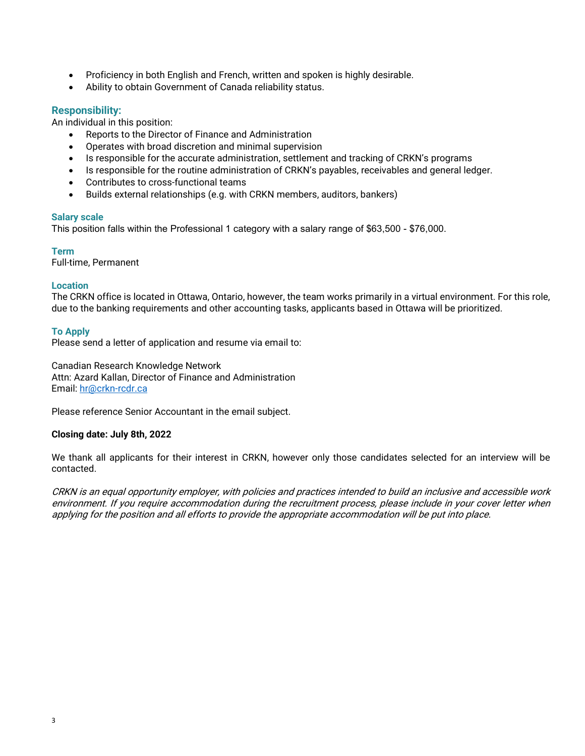- Proficiency in both English and French, written and spoken is highly desirable.
- Ability to obtain Government of Canada reliability status.

## Responsibility:

An individual in this position:

- Reports to the Director of Finance and Administration
- Operates with broad discretion and minimal supervision
- Is responsible for the accurate administration, settlement and tracking of CRKN's programs
- Is responsible for the routine administration of CRKN's payables, receivables and general ledger.
- Contributes to cross-functional teams
- Builds external relationships (e.g. with CRKN members, auditors, bankers)

### Salary scale

This position falls within the Professional 1 category with a salary range of $63,500 - $76,000.

### Term

Full-time, Permanent

### Location

The CRKN office is located in Ottawa, Ontario, however, the team works primarily in a virtual environment. For this role, due to the banking requirements and other accounting tasks, applicants based in Ottawa will be prioritized.

### To Apply

Please send a letter of application and resume via email to:

Canadian Research Knowledge Network
Attn: Azard Kallan, Director of Finance and Administration
Email: hr@crkn-rcdr.ca

Please reference Senior Accountant in the email subject.

**Closing date: July 8th, 2022**

We thank all applicants for their interest in CRKN, however only those candidates selected for an interview will be contacted.

*CRKN is an equal opportunity employer, with policies and practices intended to build an inclusive and accessible work environment. If you require accommodation during the recruitment process, please include in your cover letter when applying for the position and all efforts to provide the appropriate accommodation will be put into place.*